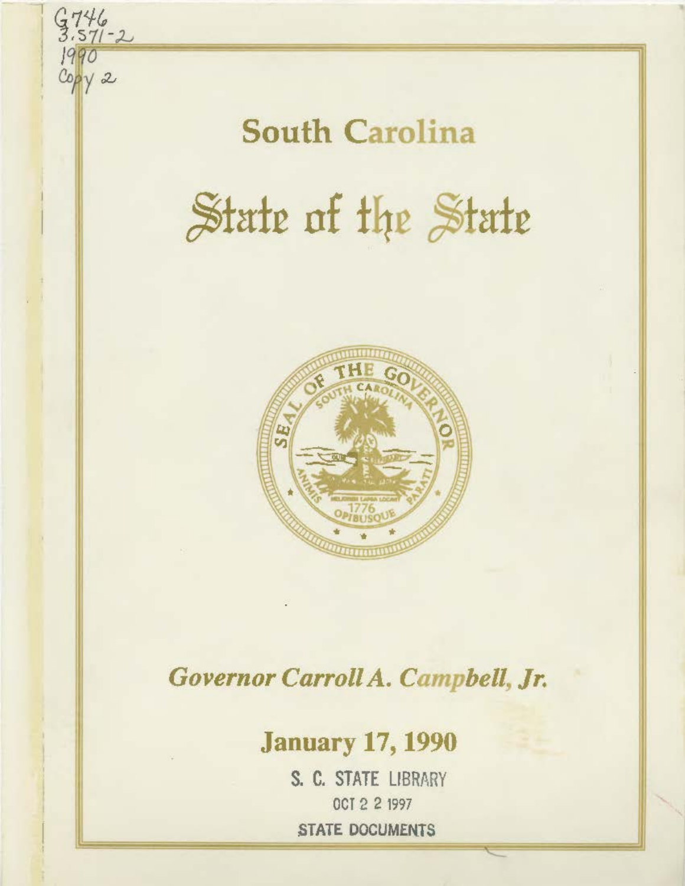G746
3.S71-2
1990
Copy 2

# South Carolina

# State of the State

SEAL OF THE GOVERNOR
SOUTH CAROLINA
ANIMIS OPIBUSQUE PARATI
1776

***Governor Carroll A. Campbell, Jr.***

## January 17, 1990

S. C. STATE LIBRARY
OCT 2 2 1997
STATE DOCUMENTS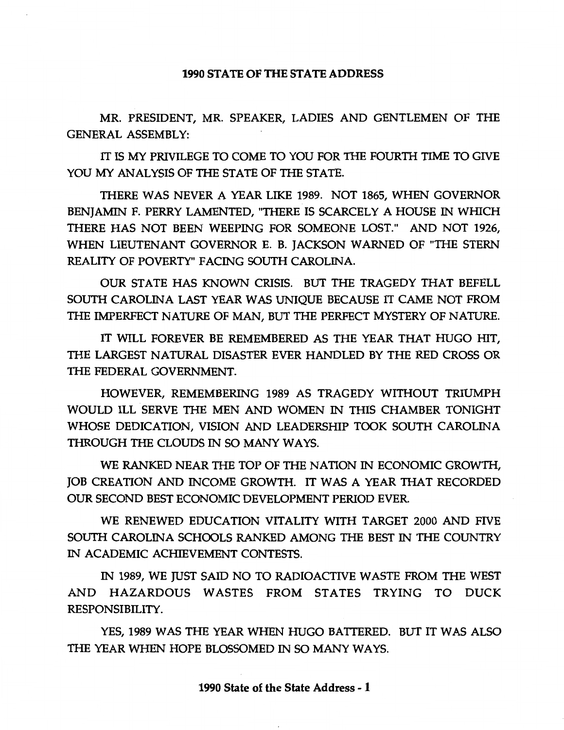## 1990 STATE OF THE STATE ADDRESS

MR. PRESIDENT, MR. SPEAKER, LADIES AND GENTLEMEN OF THE GENERAL ASSEMBLY:

IT IS MY PRIVILEGE TO COME TO YOU FOR THE FOURTH TIME TO GIVE YOU MY ANALYSIS OF THE STATE OF THE STATE.

THERE WAS NEVER A YEAR LIKE 1989. NOT 1865, WHEN GOVERNOR BENJAMIN F. PERRY LAMENTED, "THERE IS SCARCELY A HOUSE IN WHICH THERE HAS NOT BEEN WEEPING FOR SOMEONE LOST." AND NOT 1926, WHEN LIEUTENANT GOVERNOR E. B. JACKSON WARNED OF "THE STERN REALITY OF POVERTY" FACING SOUTH CAROLINA.

OUR STATE HAS KNOWN CRISIS. BUT THE TRAGEDY THAT BEFELL SOUTH CAROLINA LAST YEAR WAS UNIQUE BECAUSE IT CAME NOT FROM THE IMPERFECT NATURE OF MAN, BUT THE PERFECT MYSTERY OF NATURE.

IT WILL FOREVER BE REMEMBERED AS THE YEAR THAT HUGO HIT, THE LARGEST NATURAL DISASTER EVER HANDLED BY THE RED CROSS OR THE FEDERAL GOVERNMENT.

HOWEVER, REMEMBERING 1989 AS TRAGEDY WITHOUT TRIUMPH WOULD ILL SERVE THE MEN AND WOMEN IN THIS CHAMBER TONIGHT WHOSE DEDICATION, VISION AND LEADERSHIP TOOK SOUTH CAROLINA THROUGH THE CLOUDS IN SO MANY WAYS.

WE RANKED NEAR THE TOP OF THE NATION IN ECONOMIC GROWTH, JOB CREATION AND INCOME GROWTH. IT WAS A YEAR THAT RECORDED OUR SECOND BEST ECONOMIC DEVELOPMENT PERIOD EVER.

WE RENEWED EDUCATION VITALITY WITH TARGET 2000 AND FIVE SOUTH CAROLINA SCHOOLS RANKED AMONG THE BEST IN THE COUNTRY IN ACADEMIC ACHIEVEMENT CONTESTS.

IN 1989, WE JUST SAID NO TO RADIOACTIVE WASTE FROM THE WEST AND HAZARDOUS WASTES FROM STATES TRYING TO DUCK RESPONSIBILITY.

YES, 1989 WAS THE YEAR WHEN HUGO BATTERED. BUT IT WAS ALSO THE YEAR WHEN HOPE BLOSSOMED IN SO MANY WAYS.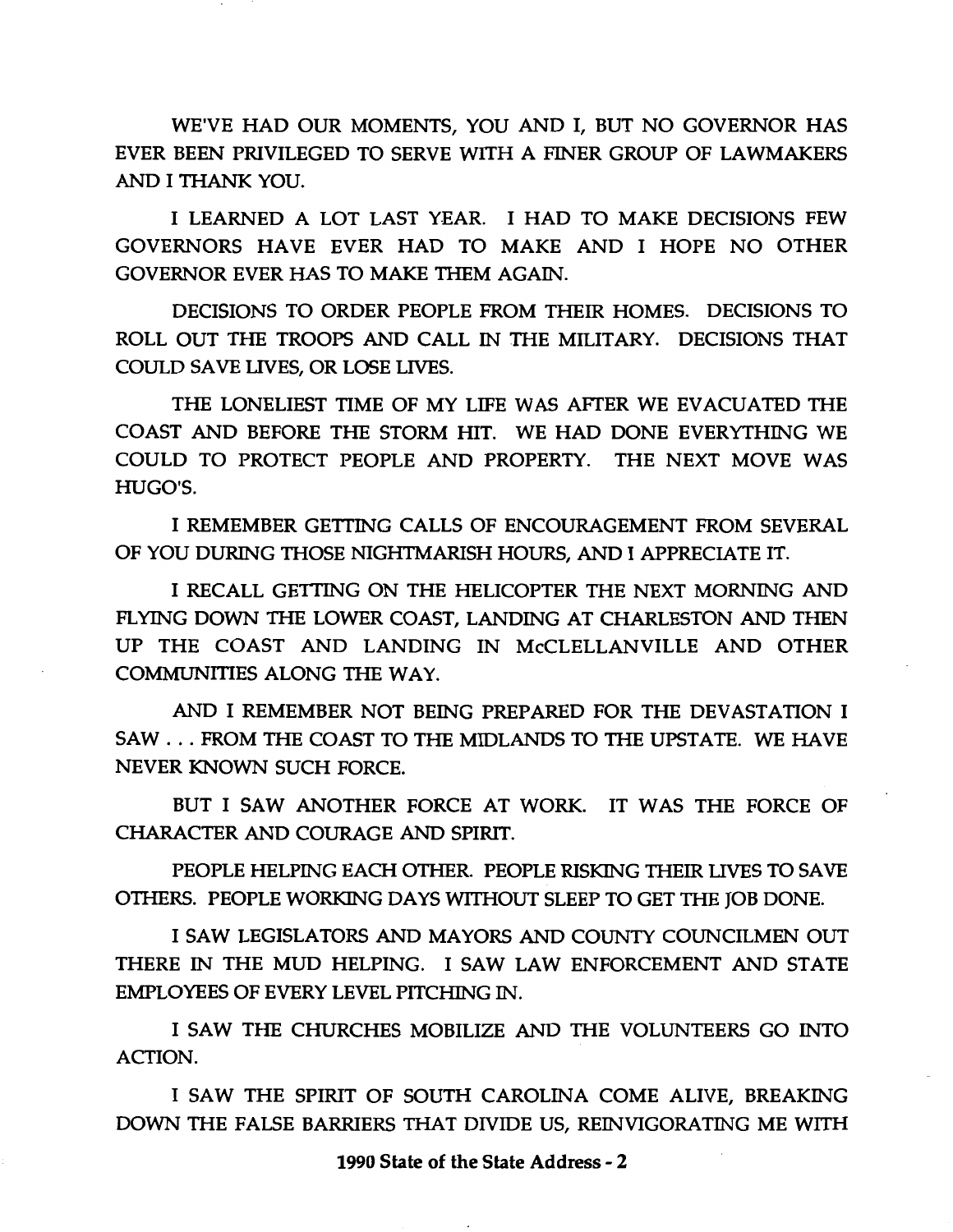WE'VE HAD OUR MOMENTS, YOU AND I, BUT NO GOVERNOR HAS EVER BEEN PRIVILEGED TO SERVE WITH A FINER GROUP OF LAWMAKERS AND I THANK YOU.

I LEARNED A LOT LAST YEAR. I HAD TO MAKE DECISIONS FEW GOVERNORS HAVE EVER HAD TO MAKE AND I HOPE NO OTHER GOVERNOR EVER HAS TO MAKE THEM AGAIN.

DECISIONS TO ORDER PEOPLE FROM THEIR HOMES. DECISIONS TO ROLL OUT THE TROOPS AND CALL IN THE MILITARY. DECISIONS THAT COULD SAVE LIVES, OR LOSE LIVES.

THE LONELIEST TIME OF MY LIFE WAS AFTER WE EVACUATED THE COAST AND BEFORE THE STORM HIT. WE HAD DONE EVERYTHING WE COULD TO PROTECT PEOPLE AND PROPERTY. THE NEXT MOVE WAS HUGO'S.

I REMEMBER GETTING CALLS OF ENCOURAGEMENT FROM SEVERAL OF YOU DURING THOSE NIGHTMARISH HOURS, AND I APPRECIATE IT.

I RECALL GETTING ON THE HELICOPTER THE NEXT MORNING AND FLYING DOWN THE LOWER COAST, LANDING AT CHARLESTON AND THEN UP THE COAST AND LANDING IN McCLELLANVILLE AND OTHER COMMUNITIES ALONG THE WAY.

AND I REMEMBER NOT BEING PREPARED FOR THE DEVASTATION I SAW . . . FROM THE COAST TO THE MIDLANDS TO THE UPSTATE. WE HAVE NEVER KNOWN SUCH FORCE.

BUT I SAW ANOTHER FORCE AT WORK. IT WAS THE FORCE OF CHARACTER AND COURAGE AND SPIRIT.

PEOPLE HELPING EACH OTHER. PEOPLE RISKING THEIR LIVES TO SAVE OTHERS. PEOPLE WORKING DAYS WITHOUT SLEEP TO GET THE JOB DONE.

I SAW LEGISLATORS AND MAYORS AND COUNTY COUNCILMEN OUT THERE IN THE MUD HELPING. I SAW LAW ENFORCEMENT AND STATE EMPLOYEES OF EVERY LEVEL PITCHING IN.

I SAW THE CHURCHES MOBILIZE AND THE VOLUNTEERS GO INTO ACTION.

I SAW THE SPIRIT OF SOUTH CAROLINA COME ALIVE, BREAKING DOWN THE FALSE BARRIERS THAT DIVIDE US, REINVIGORATING ME WITH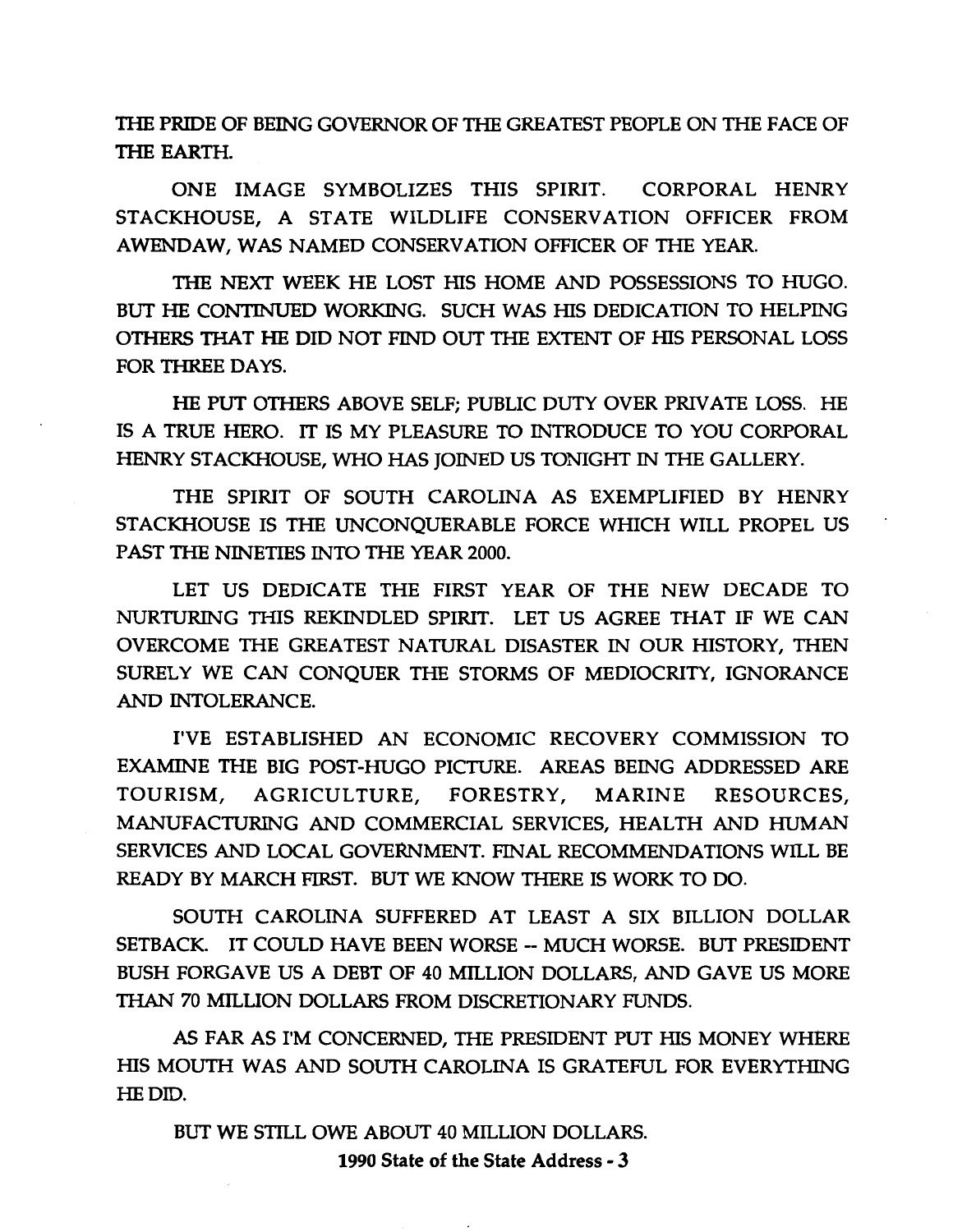THE PRIDE OF BEING GOVERNOR OF THE GREATEST PEOPLE ON THE FACE OF THE EARTH.

ONE IMAGE SYMBOLIZES THIS SPIRIT. CORPORAL HENRY STACKHOUSE, A STATE WILDLIFE CONSERVATION OFFICER FROM AWENDAW, WAS NAMED CONSERVATION OFFICER OF THE YEAR.

THE NEXT WEEK HE LOST HIS HOME AND POSSESSIONS TO HUGO. BUT HE CONTINUED WORKING. SUCH WAS HIS DEDICATION TO HELPING OTHERS THAT HE DID NOT FIND OUT THE EXTENT OF HIS PERSONAL LOSS FOR THREE DAYS.

HE PUT OTHERS ABOVE SELF; PUBLIC DUTY OVER PRIVATE LOSS. HE IS A TRUE HERO. IT IS MY PLEASURE TO INTRODUCE TO YOU CORPORAL HENRY STACKHOUSE, WHO HAS JOINED US TONIGHT IN THE GALLERY.

THE SPIRIT OF SOUTH CAROLINA AS EXEMPLIFIED BY HENRY STACKHOUSE IS THE UNCONQUERABLE FORCE WHICH WILL PROPEL US PAST THE NINETIES INTO THE YEAR 2000.

LET US DEDICATE THE FIRST YEAR OF THE NEW DECADE TO NURTURING THIS REKINDLED SPIRIT. LET US AGREE THAT IF WE CAN OVERCOME THE GREATEST NATURAL DISASTER IN OUR HISTORY, THEN SURELY WE CAN CONQUER THE STORMS OF MEDIOCRITY, IGNORANCE AND INTOLERANCE.

I'VE ESTABLISHED AN ECONOMIC RECOVERY COMMISSION TO EXAMINE THE BIG POST-HUGO PICTURE. AREAS BEING ADDRESSED ARE TOURISM, AGRICULTURE, FORESTRY, MARINE RESOURCES, MANUFACTURING AND COMMERCIAL SERVICES, HEALTH AND HUMAN SERVICES AND LOCAL GOVERNMENT. FINAL RECOMMENDATIONS WILL BE READY BY MARCH FIRST. BUT WE KNOW THERE IS WORK TO DO.

SOUTH CAROLINA SUFFERED AT LEAST A SIX BILLION DOLLAR SETBACK. IT COULD HAVE BEEN WORSE -- MUCH WORSE. BUT PRESIDENT BUSH FORGAVE US A DEBT OF 40 MILLION DOLLARS, AND GAVE US MORE THAN 70 MILLION DOLLARS FROM DISCRETIONARY FUNDS.

AS FAR AS I'M CONCERNED, THE PRESIDENT PUT HIS MONEY WHERE HIS MOUTH WAS AND SOUTH CAROLINA IS GRATEFUL FOR EVERYTHING HE DID.

BUT WE STILL OWE ABOUT 40 MILLION DOLLARS.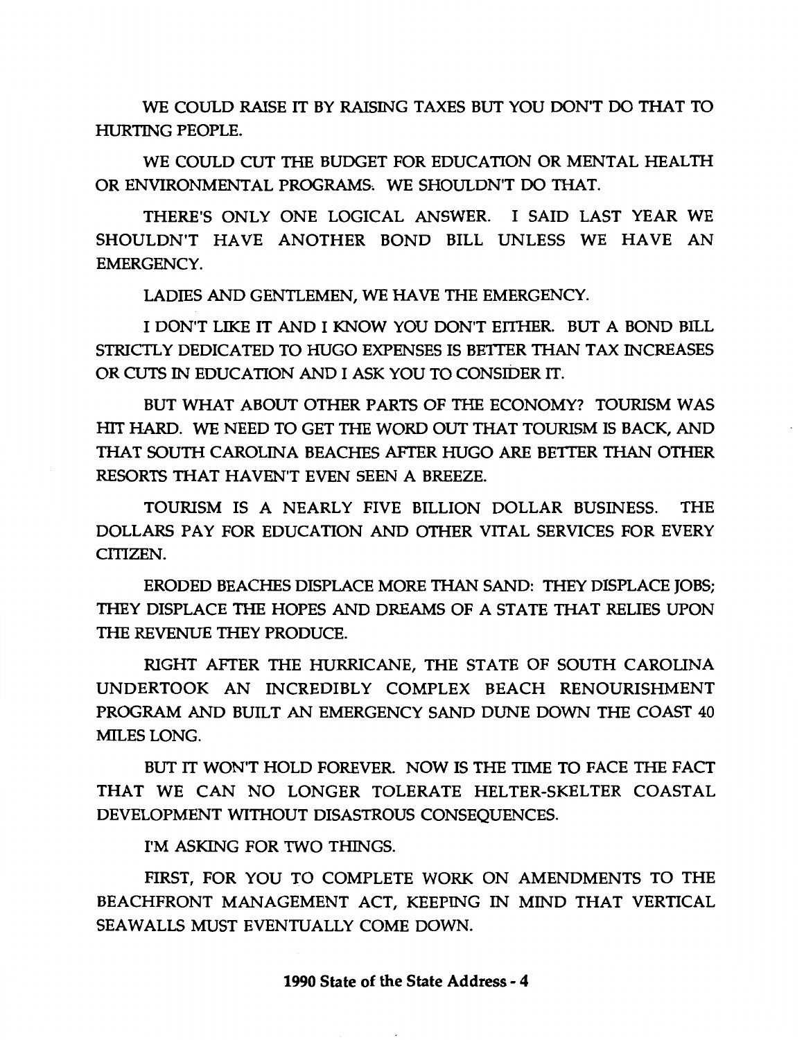WE COULD RAISE IT BY RAISING TAXES BUT YOU DON'T DO THAT TO HURTING PEOPLE.

WE COULD CUT THE BUDGET FOR EDUCATION OR MENTAL HEALTH OR ENVIRONMENTAL PROGRAMS. WE SHOULDN'T DO THAT.

THERE'S ONLY ONE LOGICAL ANSWER. I SAID LAST YEAR WE SHOULDN'T HAVE ANOTHER BOND BILL UNLESS WE HAVE AN EMERGENCY.

LADIES AND GENTLEMEN, WE HAVE THE EMERGENCY.

I DON'T LIKE IT AND I KNOW YOU DON'T EITHER. BUT A BOND BILL STRICTLY DEDICATED TO HUGO EXPENSES IS BETTER THAN TAX INCREASES OR CUTS IN EDUCATION AND I ASK YOU TO CONSIDER IT.

BUT WHAT ABOUT OTHER PARTS OF THE ECONOMY? TOURISM WAS HIT HARD. WE NEED TO GET THE WORD OUT THAT TOURISM IS BACK, AND THAT SOUTH CAROLINA BEACHES AFTER HUGO ARE BETTER THAN OTHER RESORTS THAT HAVEN'T EVEN SEEN A BREEZE.

TOURISM IS A NEARLY FIVE BILLION DOLLAR BUSINESS. THE DOLLARS PAY FOR EDUCATION AND OTHER VITAL SERVICES FOR EVERY CITIZEN.

ERODED BEACHES DISPLACE MORE THAN SAND: THEY DISPLACE JOBS; THEY DISPLACE THE HOPES AND DREAMS OF A STATE THAT RELIES UPON THE REVENUE THEY PRODUCE.

RIGHT AFTER THE HURRICANE, THE STATE OF SOUTH CAROLINA UNDERTOOK AN INCREDIBLY COMPLEX BEACH RENOURISHMENT PROGRAM AND BUILT AN EMERGENCY SAND DUNE DOWN THE COAST 40 MILES LONG.

BUT IT WON'T HOLD FOREVER. NOW IS THE TIME TO FACE THE FACT THAT WE CAN NO LONGER TOLERATE HELTER-SKELTER COASTAL DEVELOPMENT WITHOUT DISASTROUS CONSEQUENCES.

I'M ASKING FOR TWO THINGS.

FIRST, FOR YOU TO COMPLETE WORK ON AMENDMENTS TO THE BEACHFRONT MANAGEMENT ACT, KEEPING IN MIND THAT VERTICAL SEAWALLS MUST EVENTUALLY COME DOWN.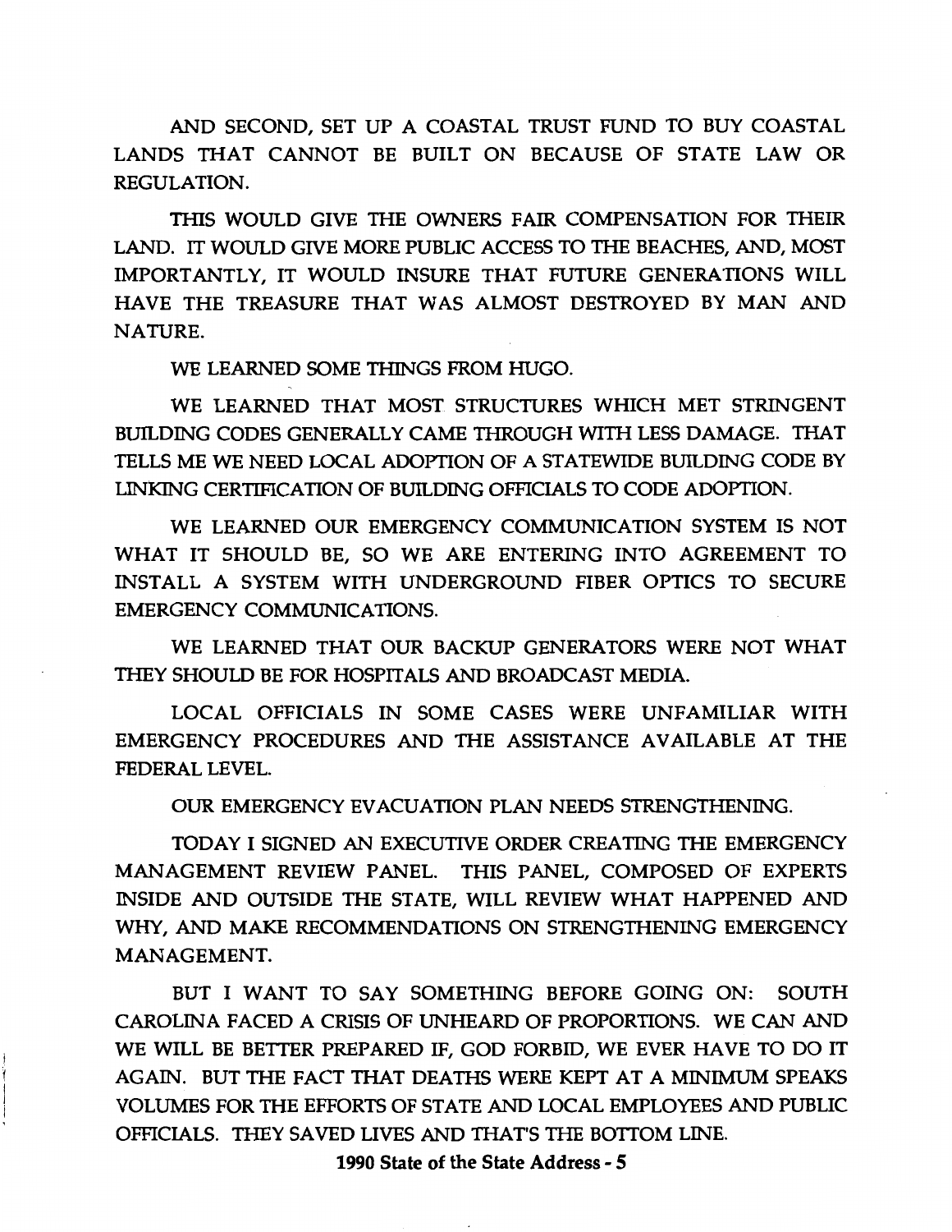AND SECOND, SET UP A COASTAL TRUST FUND TO BUY COASTAL LANDS THAT CANNOT BE BUILT ON BECAUSE OF STATE LAW OR REGULATION.

THIS WOULD GIVE THE OWNERS FAIR COMPENSATION FOR THEIR LAND. IT WOULD GIVE MORE PUBLIC ACCESS TO THE BEACHES, AND, MOST IMPORTANTLY, IT WOULD INSURE THAT FUTURE GENERATIONS WILL HAVE THE TREASURE THAT WAS ALMOST DESTROYED BY MAN AND NATURE.

WE LEARNED SOME THINGS FROM HUGO.

WE LEARNED THAT MOST STRUCTURES WHICH MET STRINGENT BUILDING CODES GENERALLY CAME THROUGH WITH LESS DAMAGE. THAT TELLS ME WE NEED LOCAL ADOPTION OF A STATEWIDE BUILDING CODE BY LINKING CERTIFICATION OF BUILDING OFFICIALS TO CODE ADOPTION.

WE LEARNED OUR EMERGENCY COMMUNICATION SYSTEM IS NOT WHAT IT SHOULD BE, SO WE ARE ENTERING INTO AGREEMENT TO INSTALL A SYSTEM WITH UNDERGROUND FIBER OPTICS TO SECURE EMERGENCY COMMUNICATIONS.

WE LEARNED THAT OUR BACKUP GENERATORS WERE NOT WHAT THEY SHOULD BE FOR HOSPITALS AND BROADCAST MEDIA.

LOCAL OFFICIALS IN SOME CASES WERE UNFAMILIAR WITH EMERGENCY PROCEDURES AND THE ASSISTANCE AVAILABLE AT THE FEDERAL LEVEL.

OUR EMERGENCY EVACUATION PLAN NEEDS STRENGTHENING.

TODAY I SIGNED AN EXECUTIVE ORDER CREATING THE EMERGENCY MANAGEMENT REVIEW PANEL. THIS PANEL, COMPOSED OF EXPERTS INSIDE AND OUTSIDE THE STATE, WILL REVIEW WHAT HAPPENED AND WHY, AND MAKE RECOMMENDATIONS ON STRENGTHENING EMERGENCY MANAGEMENT.

BUT I WANT TO SAY SOMETHING BEFORE GOING ON: SOUTH CAROLINA FACED A CRISIS OF UNHEARD OF PROPORTIONS. WE CAN AND WE WILL BE BETTER PREPARED IF, GOD FORBID, WE EVER HAVE TO DO IT AGAIN. BUT THE FACT THAT DEATHS WERE KEPT AT A MINIMUM SPEAKS VOLUMES FOR THE EFFORTS OF STATE AND LOCAL EMPLOYEES AND PUBLIC OFFICIALS. THEY SAVED LIVES AND THAT'S THE BOTTOM LINE.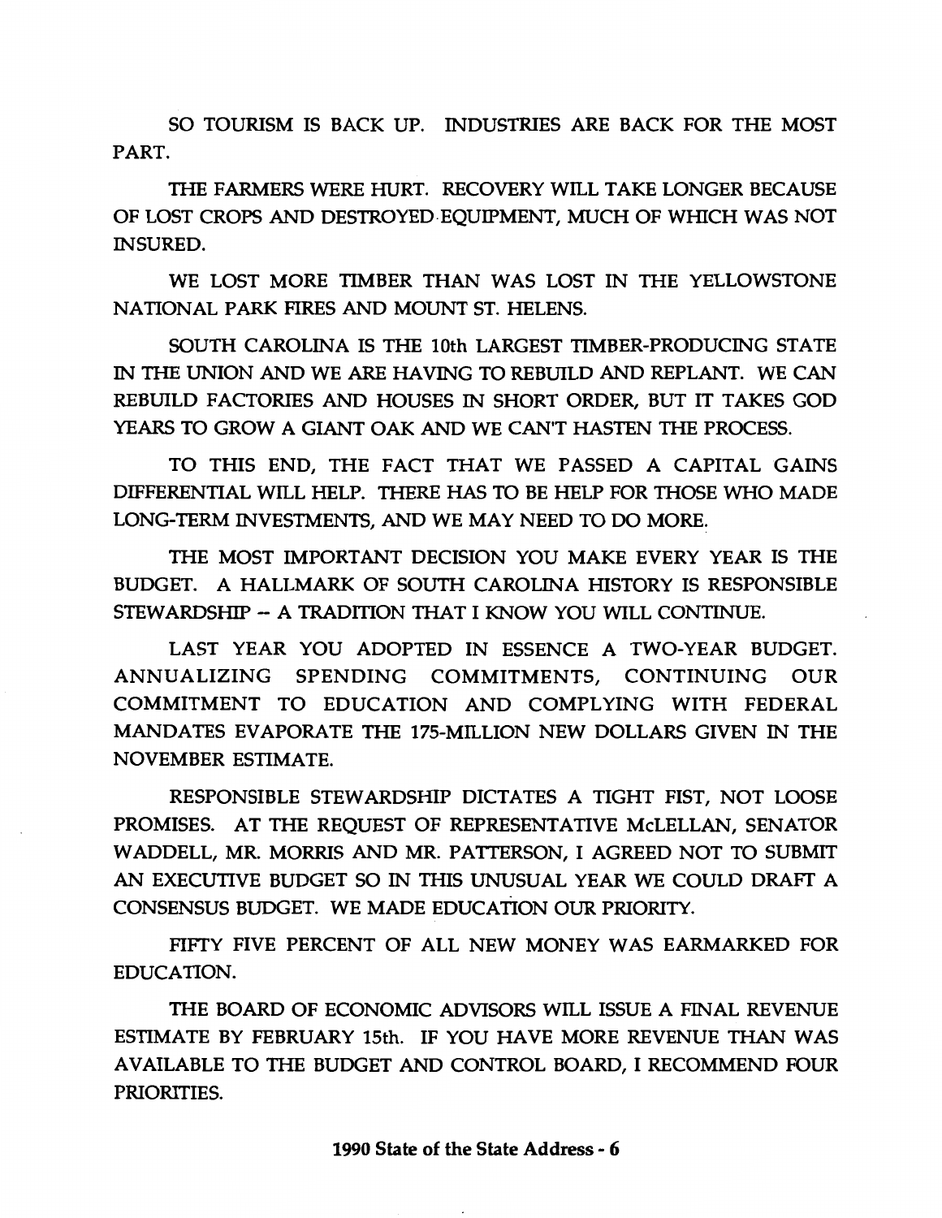SO TOURISM IS BACK UP. INDUSTRIES ARE BACK FOR THE MOST PART.

THE FARMERS WERE HURT. RECOVERY WILL TAKE LONGER BECAUSE OF LOST CROPS AND DESTROYED EQUIPMENT, MUCH OF WHICH WAS NOT INSURED.

WE LOST MORE TIMBER THAN WAS LOST IN THE YELLOWSTONE NATIONAL PARK FIRES AND MOUNT ST. HELENS.

SOUTH CAROLINA IS THE 10th LARGEST TIMBER-PRODUCING STATE IN THE UNION AND WE ARE HAVING TO REBUILD AND REPLANT. WE CAN REBUILD FACTORIES AND HOUSES IN SHORT ORDER, BUT IT TAKES GOD YEARS TO GROW A GIANT OAK AND WE CAN'T HASTEN THE PROCESS.

TO THIS END, THE FACT THAT WE PASSED A CAPITAL GAINS DIFFERENTIAL WILL HELP. THERE HAS TO BE HELP FOR THOSE WHO MADE LONG-TERM INVESTMENTS, AND WE MAY NEED TO DO MORE.

THE MOST IMPORTANT DECISION YOU MAKE EVERY YEAR IS THE BUDGET. A HALLMARK OF SOUTH CAROLINA HISTORY IS RESPONSIBLE STEWARDSHIP -- A TRADITION THAT I KNOW YOU WILL CONTINUE.

LAST YEAR YOU ADOPTED IN ESSENCE A TWO-YEAR BUDGET. ANNUALIZING SPENDING COMMITMENTS, CONTINUING OUR COMMITMENT TO EDUCATION AND COMPLYING WITH FEDERAL MANDATES EVAPORATE THE 175-MILLION NEW DOLLARS GIVEN IN THE NOVEMBER ESTIMATE.

RESPONSIBLE STEWARDSHIP DICTATES A TIGHT FIST, NOT LOOSE PROMISES. AT THE REQUEST OF REPRESENTATIVE McLELLAN, SENATOR WADDELL, MR. MORRIS AND MR. PATTERSON, I AGREED NOT TO SUBMIT AN EXECUTIVE BUDGET SO IN THIS UNUSUAL YEAR WE COULD DRAFT A CONSENSUS BUDGET. WE MADE EDUCATION OUR PRIORITY.

FIFTY FIVE PERCENT OF ALL NEW MONEY WAS EARMARKED FOR EDUCATION.

THE BOARD OF ECONOMIC ADVISORS WILL ISSUE A FINAL REVENUE ESTIMATE BY FEBRUARY 15th. IF YOU HAVE MORE REVENUE THAN WAS AVAILABLE TO THE BUDGET AND CONTROL BOARD, I RECOMMEND FOUR PRIORITIES.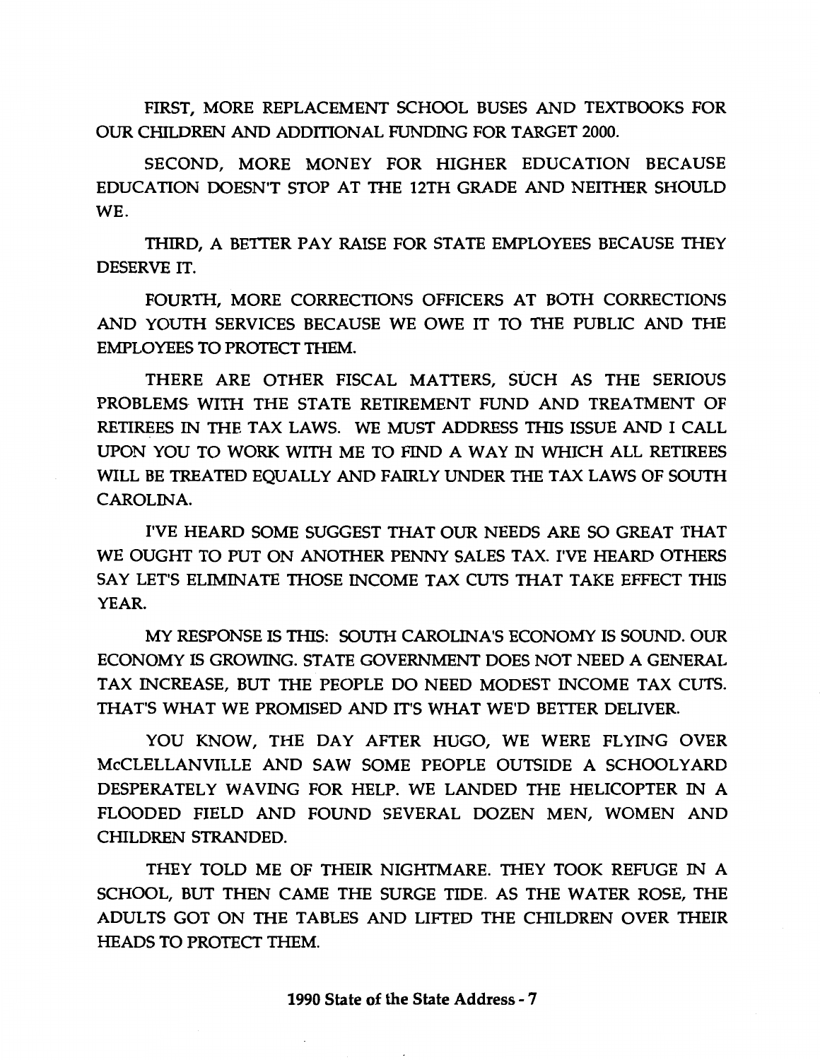FIRST, MORE REPLACEMENT SCHOOL BUSES AND TEXTBOOKS FOR OUR CHILDREN AND ADDITIONAL FUNDING FOR TARGET 2000.

SECOND, MORE MONEY FOR HIGHER EDUCATION BECAUSE EDUCATION DOESN'T STOP AT THE 12TH GRADE AND NEITHER SHOULD WE.

THIRD, A BETTER PAY RAISE FOR STATE EMPLOYEES BECAUSE THEY DESERVE IT.

FOURTH, MORE CORRECTIONS OFFICERS AT BOTH CORRECTIONS AND YOUTH SERVICES BECAUSE WE OWE IT TO THE PUBLIC AND THE EMPLOYEES TO PROTECT THEM.

THERE ARE OTHER FISCAL MATTERS, SUCH AS THE SERIOUS PROBLEMS WITH THE STATE RETIREMENT FUND AND TREATMENT OF RETIREES IN THE TAX LAWS. WE MUST ADDRESS THIS ISSUE AND I CALL UPON YOU TO WORK WITH ME TO FIND A WAY IN WHICH ALL RETIREES WILL BE TREATED EQUALLY AND FAIRLY UNDER THE TAX LAWS OF SOUTH CAROLINA.

I'VE HEARD SOME SUGGEST THAT OUR NEEDS ARE SO GREAT THAT WE OUGHT TO PUT ON ANOTHER PENNY SALES TAX. I'VE HEARD OTHERS SAY LET'S ELIMINATE THOSE INCOME TAX CUTS THAT TAKE EFFECT THIS YEAR.

MY RESPONSE IS THIS: SOUTH CAROLINA'S ECONOMY IS SOUND. OUR ECONOMY IS GROWING. STATE GOVERNMENT DOES NOT NEED A GENERAL TAX INCREASE, BUT THE PEOPLE DO NEED MODEST INCOME TAX CUTS. THAT'S WHAT WE PROMISED AND IT'S WHAT WE'D BETTER DELIVER.

YOU KNOW, THE DAY AFTER HUGO, WE WERE FLYING OVER McCLELLANVILLE AND SAW SOME PEOPLE OUTSIDE A SCHOOLYARD DESPERATELY WAVING FOR HELP. WE LANDED THE HELICOPTER IN A FLOODED FIELD AND FOUND SEVERAL DOZEN MEN, WOMEN AND CHILDREN STRANDED.

THEY TOLD ME OF THEIR NIGHTMARE. THEY TOOK REFUGE IN A SCHOOL, BUT THEN CAME THE SURGE TIDE. AS THE WATER ROSE, THE ADULTS GOT ON THE TABLES AND LIFTED THE CHILDREN OVER THEIR HEADS TO PROTECT THEM.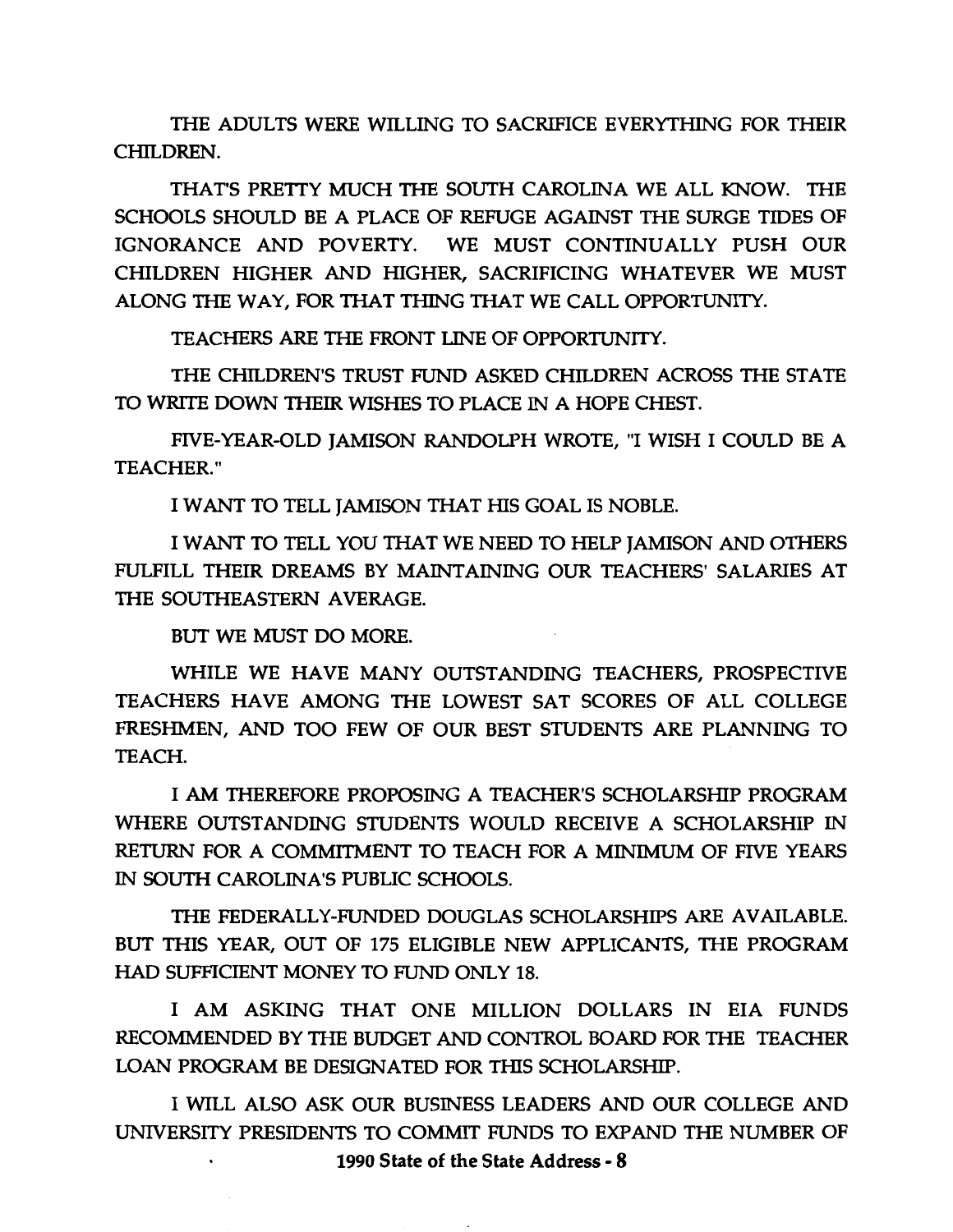THE ADULTS WERE WILLING TO SACRIFICE EVERYTHING FOR THEIR CHILDREN.

THAT'S PRETTY MUCH THE SOUTH CAROLINA WE ALL KNOW. THE SCHOOLS SHOULD BE A PLACE OF REFUGE AGAINST THE SURGE TIDES OF IGNORANCE AND POVERTY. WE MUST CONTINUALLY PUSH OUR CHILDREN HIGHER AND HIGHER, SACRIFICING WHATEVER WE MUST ALONG THE WAY, FOR THAT THING THAT WE CALL OPPORTUNITY.

TEACHERS ARE THE FRONT LINE OF OPPORTUNITY.

THE CHILDREN'S TRUST FUND ASKED CHILDREN ACROSS THE STATE TO WRITE DOWN THEIR WISHES TO PLACE IN A HOPE CHEST.

FIVE-YEAR-OLD JAMISON RANDOLPH WROTE, "I WISH I COULD BE A TEACHER."

I WANT TO TELL JAMISON THAT HIS GOAL IS NOBLE.

I WANT TO TELL YOU THAT WE NEED TO HELP JAMISON AND OTHERS FULFILL THEIR DREAMS BY MAINTAINING OUR TEACHERS' SALARIES AT THE SOUTHEASTERN AVERAGE.

BUT WE MUST DO MORE.

WHILE WE HAVE MANY OUTSTANDING TEACHERS, PROSPECTIVE TEACHERS HAVE AMONG THE LOWEST SAT SCORES OF ALL COLLEGE FRESHMEN, AND TOO FEW OF OUR BEST STUDENTS ARE PLANNING TO TEACH.

I AM THEREFORE PROPOSING A TEACHER'S SCHOLARSHIP PROGRAM WHERE OUTSTANDING STUDENTS WOULD RECEIVE A SCHOLARSHIP IN RETURN FOR A COMMITMENT TO TEACH FOR A MINIMUM OF FIVE YEARS IN SOUTH CAROLINA'S PUBLIC SCHOOLS.

THE FEDERALLY-FUNDED DOUGLAS SCHOLARSHIPS ARE AVAILABLE. BUT THIS YEAR, OUT OF 175 ELIGIBLE NEW APPLICANTS, THE PROGRAM HAD SUFFICIENT MONEY TO FUND ONLY 18.

I AM ASKING THAT ONE MILLION DOLLARS IN EIA FUNDS RECOMMENDED BY THE BUDGET AND CONTROL BOARD FOR THE TEACHER LOAN PROGRAM BE DESIGNATED FOR THIS SCHOLARSHIP.

I WILL ALSO ASK OUR BUSINESS LEADERS AND OUR COLLEGE AND UNIVERSITY PRESIDENTS TO COMMIT FUNDS TO EXPAND THE NUMBER OF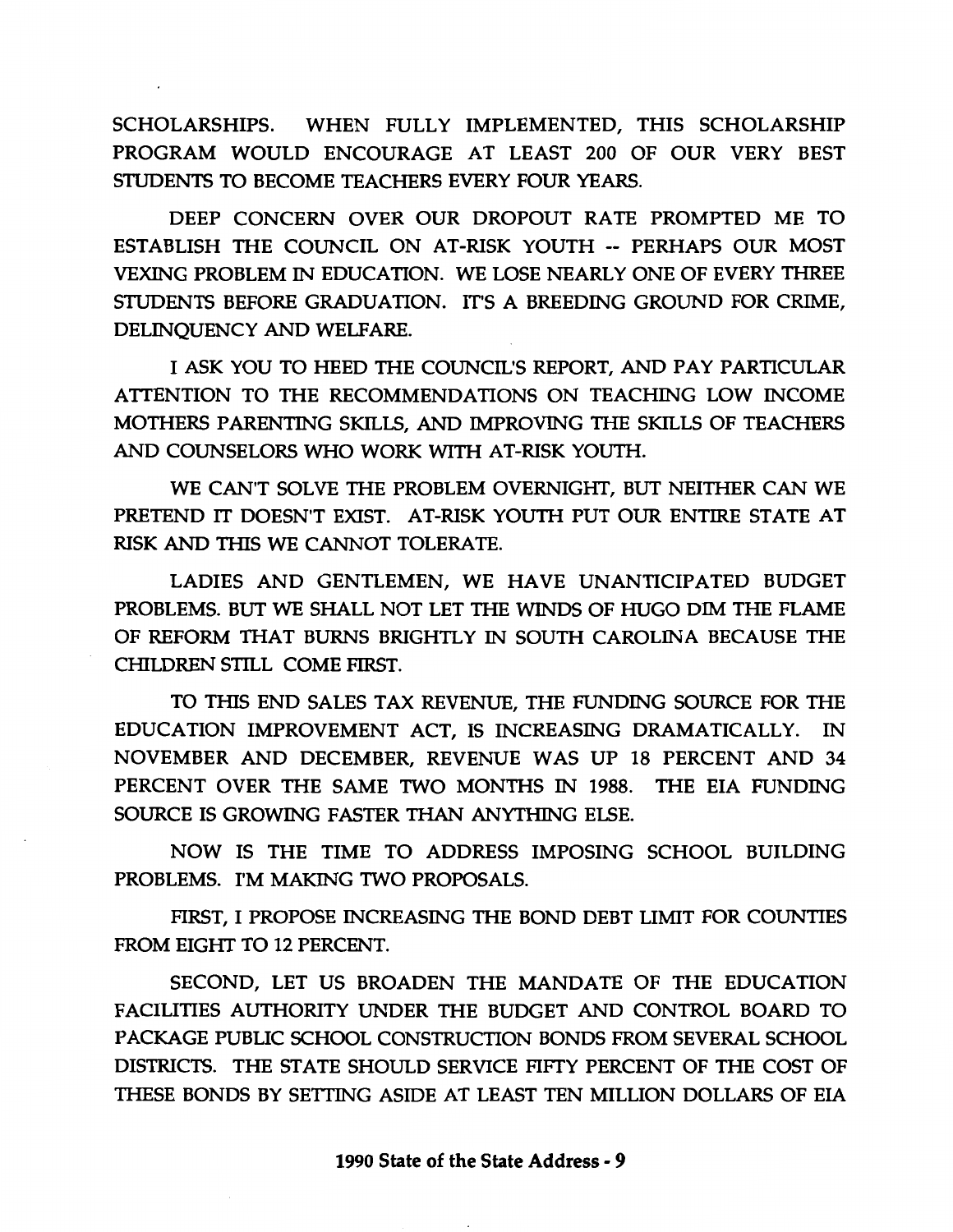SCHOLARSHIPS. WHEN FULLY IMPLEMENTED, THIS SCHOLARSHIP PROGRAM WOULD ENCOURAGE AT LEAST 200 OF OUR VERY BEST STUDENTS TO BECOME TEACHERS EVERY FOUR YEARS.

DEEP CONCERN OVER OUR DROPOUT RATE PROMPTED ME TO ESTABLISH THE COUNCIL ON AT-RISK YOUTH -- PERHAPS OUR MOST VEXING PROBLEM IN EDUCATION. WE LOSE NEARLY ONE OF EVERY THREE STUDENTS BEFORE GRADUATION. IT'S A BREEDING GROUND FOR CRIME, DELINQUENCY AND WELFARE.

I ASK YOU TO HEED THE COUNCIL'S REPORT, AND PAY PARTICULAR ATTENTION TO THE RECOMMENDATIONS ON TEACHING LOW INCOME MOTHERS PARENTING SKILLS, AND IMPROVING THE SKILLS OF TEACHERS AND COUNSELORS WHO WORK WITH AT-RISK YOUTH.

WE CAN'T SOLVE THE PROBLEM OVERNIGHT, BUT NEITHER CAN WE PRETEND IT DOESN'T EXIST. AT-RISK YOUTH PUT OUR ENTIRE STATE AT RISK AND THIS WE CANNOT TOLERATE.

LADIES AND GENTLEMEN, WE HAVE UNANTICIPATED BUDGET PROBLEMS. BUT WE SHALL NOT LET THE WINDS OF HUGO DIM THE FLAME OF REFORM THAT BURNS BRIGHTLY IN SOUTH CAROLINA BECAUSE THE CHILDREN STILL COME FIRST.

TO THIS END SALES TAX REVENUE, THE FUNDING SOURCE FOR THE EDUCATION IMPROVEMENT ACT, IS INCREASING DRAMATICALLY. IN NOVEMBER AND DECEMBER, REVENUE WAS UP 18 PERCENT AND 34 PERCENT OVER THE SAME TWO MONTHS IN 1988. THE EIA FUNDING SOURCE IS GROWING FASTER THAN ANYTHING ELSE.

NOW IS THE TIME TO ADDRESS IMPOSING SCHOOL BUILDING PROBLEMS. I'M MAKING TWO PROPOSALS.

FIRST, I PROPOSE INCREASING THE BOND DEBT LIMIT FOR COUNTIES FROM EIGHT TO 12 PERCENT.

SECOND, LET US BROADEN THE MANDATE OF THE EDUCATION FACILITIES AUTHORITY UNDER THE BUDGET AND CONTROL BOARD TO PACKAGE PUBLIC SCHOOL CONSTRUCTION BONDS FROM SEVERAL SCHOOL DISTRICTS. THE STATE SHOULD SERVICE FIFTY PERCENT OF THE COST OF THESE BONDS BY SETTING ASIDE AT LEAST TEN MILLION DOLLARS OF EIA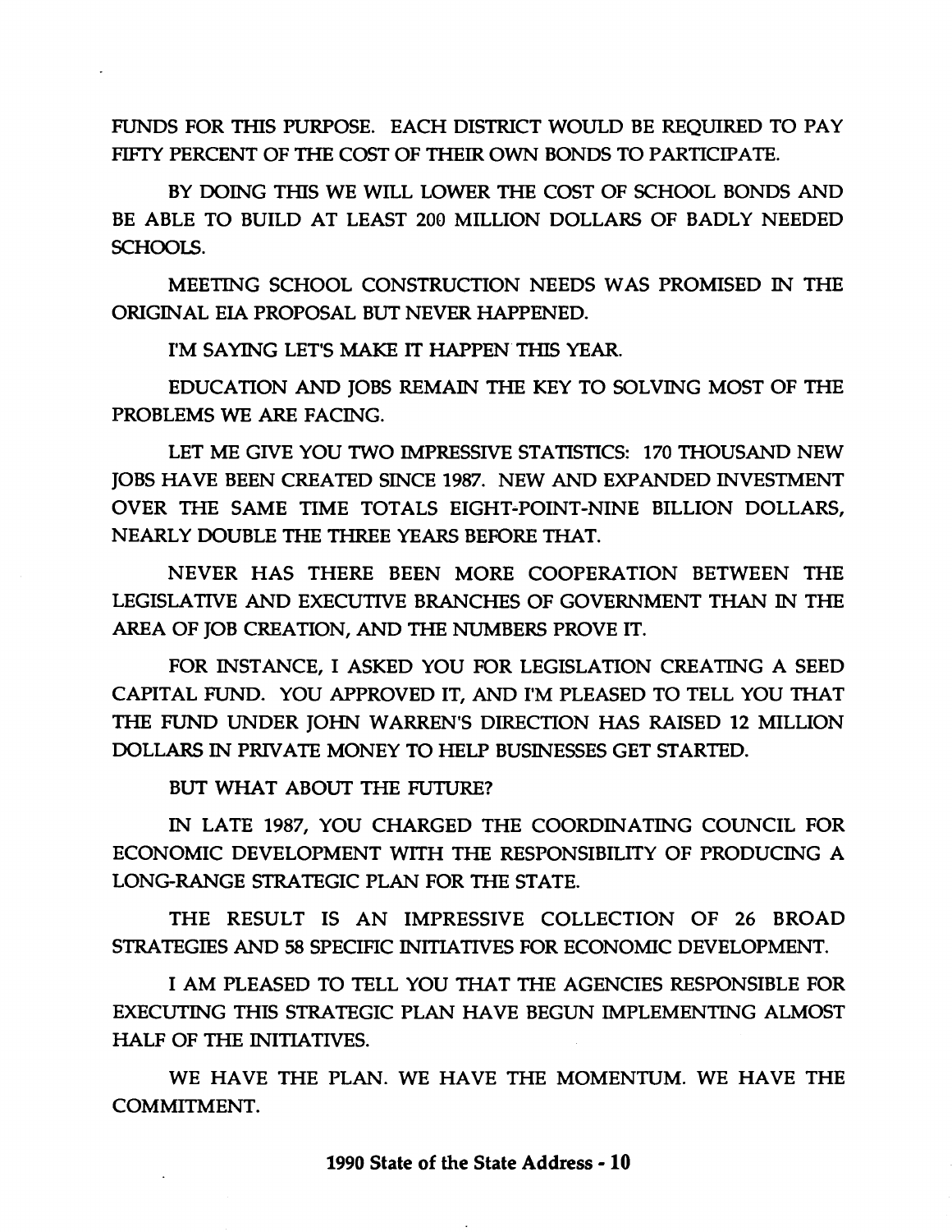FUNDS FOR THIS PURPOSE. EACH DISTRICT WOULD BE REQUIRED TO PAY FIFTY PERCENT OF THE COST OF THEIR OWN BONDS TO PARTICIPATE.

BY DOING THIS WE WILL LOWER THE COST OF SCHOOL BONDS AND BE ABLE TO BUILD AT LEAST 200 MILLION DOLLARS OF BADLY NEEDED SCHOOLS.

MEETING SCHOOL CONSTRUCTION NEEDS WAS PROMISED IN THE ORIGINAL EIA PROPOSAL BUT NEVER HAPPENED.

I'M SAYING LET'S MAKE IT HAPPEN THIS YEAR.

EDUCATION AND JOBS REMAIN THE KEY TO SOLVING MOST OF THE PROBLEMS WE ARE FACING.

LET ME GIVE YOU TWO IMPRESSIVE STATISTICS: 170 THOUSAND NEW JOBS HAVE BEEN CREATED SINCE 1987. NEW AND EXPANDED INVESTMENT OVER THE SAME TIME TOTALS EIGHT-POINT-NINE BILLION DOLLARS, NEARLY DOUBLE THE THREE YEARS BEFORE THAT.

NEVER HAS THERE BEEN MORE COOPERATION BETWEEN THE LEGISLATIVE AND EXECUTIVE BRANCHES OF GOVERNMENT THAN IN THE AREA OF JOB CREATION, AND THE NUMBERS PROVE IT.

FOR INSTANCE, I ASKED YOU FOR LEGISLATION CREATING A SEED CAPITAL FUND. YOU APPROVED IT, AND I'M PLEASED TO TELL YOU THAT THE FUND UNDER JOHN WARREN'S DIRECTION HAS RAISED 12 MILLION DOLLARS IN PRIVATE MONEY TO HELP BUSINESSES GET STARTED.

BUT WHAT ABOUT THE FUTURE?

IN LATE 1987, YOU CHARGED THE COORDINATING COUNCIL FOR ECONOMIC DEVELOPMENT WITH THE RESPONSIBILITY OF PRODUCING A LONG-RANGE STRATEGIC PLAN FOR THE STATE.

THE RESULT IS AN IMPRESSIVE COLLECTION OF 26 BROAD STRATEGIES AND 58 SPECIFIC INITIATIVES FOR ECONOMIC DEVELOPMENT.

I AM PLEASED TO TELL YOU THAT THE AGENCIES RESPONSIBLE FOR EXECUTING THIS STRATEGIC PLAN HAVE BEGUN IMPLEMENTING ALMOST HALF OF THE INITIATIVES.

WE HAVE THE PLAN. WE HAVE THE MOMENTUM. WE HAVE THE COMMITMENT.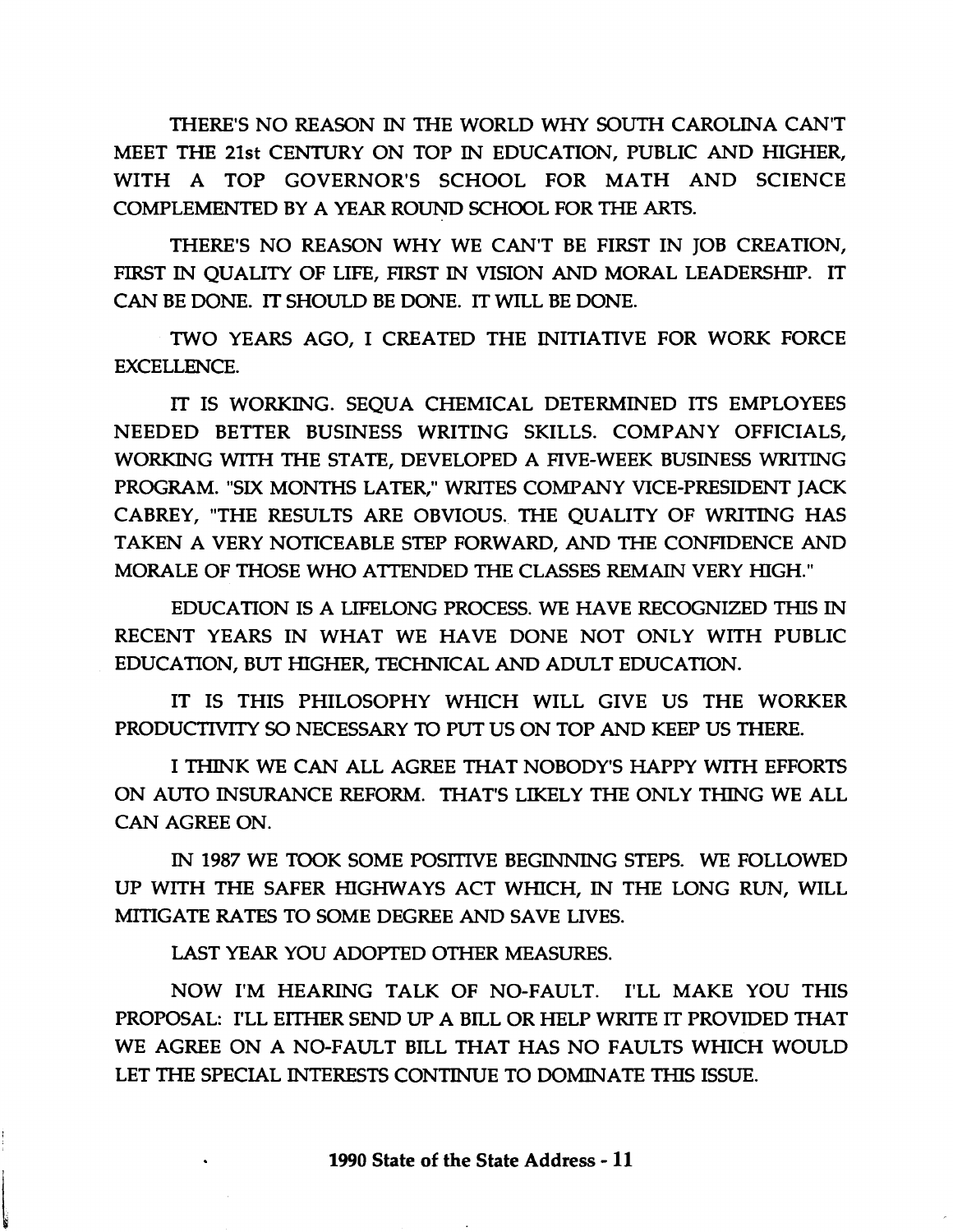THERE'S NO REASON IN THE WORLD WHY SOUTH CAROLINA CAN'T MEET THE 21st CENTURY ON TOP IN EDUCATION, PUBLIC AND HIGHER, WITH A TOP GOVERNOR'S SCHOOL FOR MATH AND SCIENCE COMPLEMENTED BY A YEAR ROUND SCHOOL FOR THE ARTS.

THERE'S NO REASON WHY WE CAN'T BE FIRST IN JOB CREATION, FIRST IN QUALITY OF LIFE, FIRST IN VISION AND MORAL LEADERSHIP. IT CAN BE DONE. IT SHOULD BE DONE. IT WILL BE DONE.

TWO YEARS AGO, I CREATED THE INITIATIVE FOR WORK FORCE EXCELLENCE.

IT IS WORKING. SEQUA CHEMICAL DETERMINED ITS EMPLOYEES NEEDED BETTER BUSINESS WRITING SKILLS. COMPANY OFFICIALS, WORKING WITH THE STATE, DEVELOPED A FIVE-WEEK BUSINESS WRITING PROGRAM. "SIX MONTHS LATER," WRITES COMPANY VICE-PRESIDENT JACK CABREY, "THE RESULTS ARE OBVIOUS. THE QUALITY OF WRITING HAS TAKEN A VERY NOTICEABLE STEP FORWARD, AND THE CONFIDENCE AND MORALE OF THOSE WHO ATTENDED THE CLASSES REMAIN VERY HIGH."

EDUCATION IS A LIFELONG PROCESS. WE HAVE RECOGNIZED THIS IN RECENT YEARS IN WHAT WE HAVE DONE NOT ONLY WITH PUBLIC EDUCATION, BUT HIGHER, TECHNICAL AND ADULT EDUCATION.

IT IS THIS PHILOSOPHY WHICH WILL GIVE US THE WORKER PRODUCTIVITY SO NECESSARY TO PUT US ON TOP AND KEEP US THERE.

I THINK WE CAN ALL AGREE THAT NOBODY'S HAPPY WITH EFFORTS ON AUTO INSURANCE REFORM. THAT'S LIKELY THE ONLY THING WE ALL CAN AGREE ON.

IN 1987 WE TOOK SOME POSITIVE BEGINNING STEPS. WE FOLLOWED UP WITH THE SAFER HIGHWAYS ACT WHICH, IN THE LONG RUN, WILL MITIGATE RATES TO SOME DEGREE AND SAVE LIVES.

LAST YEAR YOU ADOPTED OTHER MEASURES.

NOW I'M HEARING TALK OF NO-FAULT. I'LL MAKE YOU THIS PROPOSAL: I'LL EITHER SEND UP A BILL OR HELP WRITE IT PROVIDED THAT WE AGREE ON A NO-FAULT BILL THAT HAS NO FAULTS WHICH WOULD LET THE SPECIAL INTERESTS CONTINUE TO DOMINATE THIS ISSUE.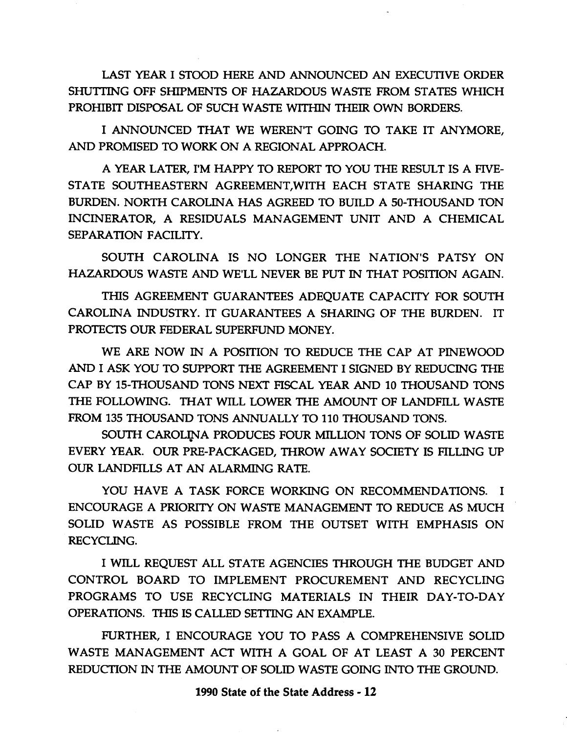LAST YEAR I STOOD HERE AND ANNOUNCED AN EXECUTIVE ORDER SHUTTING OFF SHIPMENTS OF HAZARDOUS WASTE FROM STATES WHICH PROHIBIT DISPOSAL OF SUCH WASTE WITHIN THEIR OWN BORDERS.

I ANNOUNCED THAT WE WEREN'T GOING TO TAKE IT ANYMORE, AND PROMISED TO WORK ON A REGIONAL APPROACH.

A YEAR LATER, I'M HAPPY TO REPORT TO YOU THE RESULT IS A FIVE-STATE SOUTHEASTERN AGREEMENT,WITH EACH STATE SHARING THE BURDEN. NORTH CAROLINA HAS AGREED TO BUILD A 50-THOUSAND TON INCINERATOR, A RESIDUALS MANAGEMENT UNIT AND A CHEMICAL SEPARATION FACILITY.

SOUTH CAROLINA IS NO LONGER THE NATION'S PATSY ON HAZARDOUS WASTE AND WE'LL NEVER BE PUT IN THAT POSITION AGAIN.

THIS AGREEMENT GUARANTEES ADEQUATE CAPACITY FOR SOUTH CAROLINA INDUSTRY. IT GUARANTEES A SHARING OF THE BURDEN. IT PROTECTS OUR FEDERAL SUPERFUND MONEY.

WE ARE NOW IN A POSITION TO REDUCE THE CAP AT PINEWOOD AND I ASK YOU TO SUPPORT THE AGREEMENT I SIGNED BY REDUCING THE CAP BY 15-THOUSAND TONS NEXT FISCAL YEAR AND 10 THOUSAND TONS THE FOLLOWING. THAT WILL LOWER THE AMOUNT OF LANDFILL WASTE FROM 135 THOUSAND TONS ANNUALLY TO 110 THOUSAND TONS.

SOUTH CAROLINA PRODUCES FOUR MILLION TONS OF SOLID WASTE EVERY YEAR. OUR PRE-PACKAGED, THROW AWAY SOCIETY IS FILLING UP OUR LANDFILLS AT AN ALARMING RATE.

YOU HAVE A TASK FORCE WORKING ON RECOMMENDATIONS. I ENCOURAGE A PRIORITY ON WASTE MANAGEMENT TO REDUCE AS MUCH SOLID WASTE AS POSSIBLE FROM THE OUTSET WITH EMPHASIS ON RECYCLING.

I WILL REQUEST ALL STATE AGENCIES THROUGH THE BUDGET AND CONTROL BOARD TO IMPLEMENT PROCUREMENT AND RECYCLING PROGRAMS TO USE RECYCLING MATERIALS IN THEIR DAY-TO-DAY OPERATIONS. THIS IS CALLED SETTING AN EXAMPLE.

FURTHER, I ENCOURAGE YOU TO PASS A COMPREHENSIVE SOLID WASTE MANAGEMENT ACT WITH A GOAL OF AT LEAST A 30 PERCENT REDUCTION IN THE AMOUNT OF SOLID WASTE GOING INTO THE GROUND.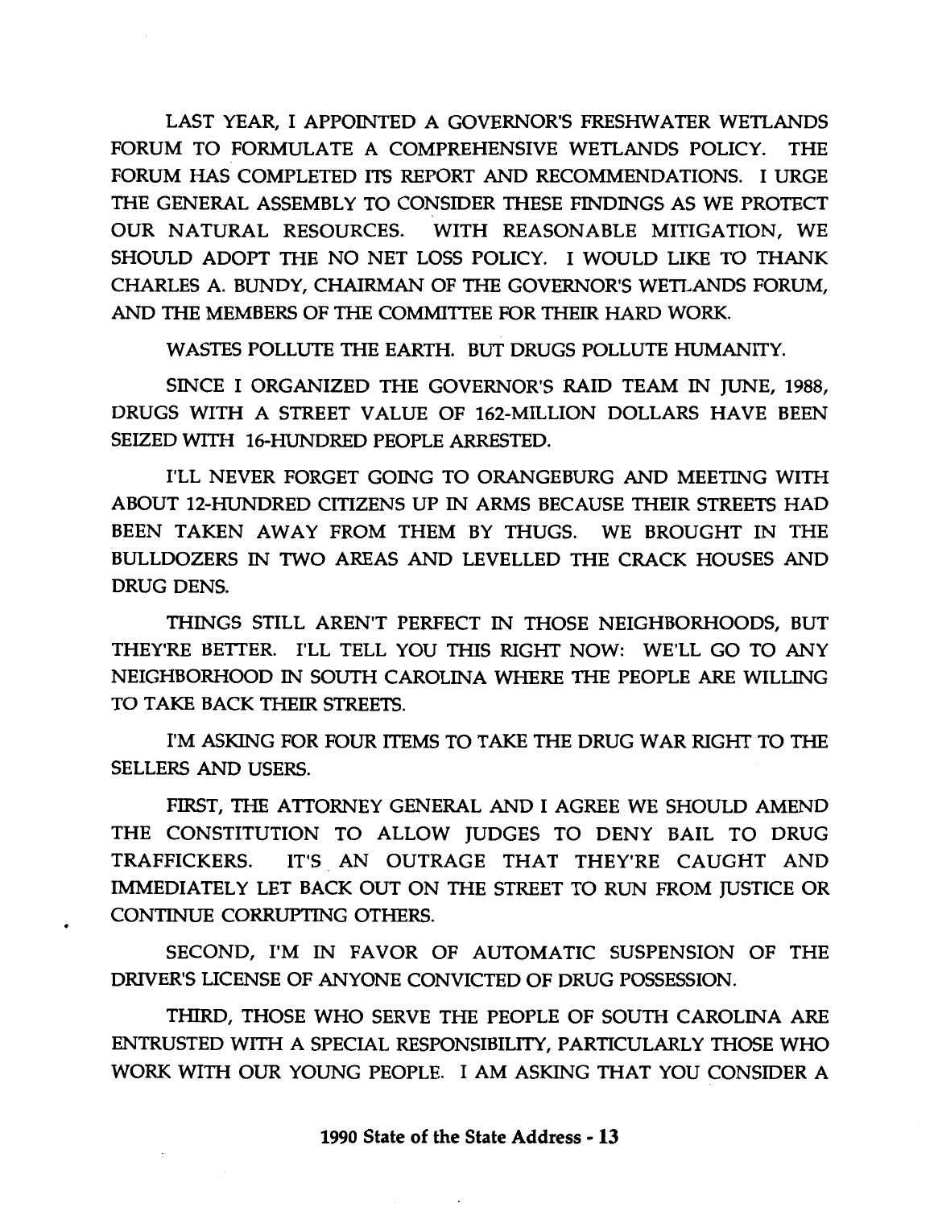LAST YEAR, I APPOINTED A GOVERNOR'S FRESHWATER WETLANDS FORUM TO FORMULATE A COMPREHENSIVE WETLANDS POLICY. THE FORUM HAS COMPLETED ITS REPORT AND RECOMMENDATIONS. I URGE THE GENERAL ASSEMBLY TO CONSIDER THESE FINDINGS AS WE PROTECT OUR NATURAL RESOURCES. WITH REASONABLE MITIGATION, WE SHOULD ADOPT THE NO NET LOSS POLICY. I WOULD LIKE TO THANK CHARLES A. BUNDY, CHAIRMAN OF THE GOVERNOR'S WETLANDS FORUM, AND THE MEMBERS OF THE COMMITTEE FOR THEIR HARD WORK.

WASTES POLLUTE THE EARTH. BUT DRUGS POLLUTE HUMANITY.

SINCE I ORGANIZED THE GOVERNOR'S RAID TEAM IN JUNE, 1988, DRUGS WITH A STREET VALUE OF 162-MILLION DOLLARS HAVE BEEN SEIZED WITH 16-HUNDRED PEOPLE ARRESTED.

I'LL NEVER FORGET GOING TO ORANGEBURG AND MEETING WITH ABOUT 12-HUNDRED CITIZENS UP IN ARMS BECAUSE THEIR STREETS HAD BEEN TAKEN AWAY FROM THEM BY THUGS. WE BROUGHT IN THE BULLDOZERS IN TWO AREAS AND LEVELLED THE CRACK HOUSES AND DRUG DENS.

THINGS STILL AREN'T PERFECT IN THOSE NEIGHBORHOODS, BUT THEY'RE BETTER. I'LL TELL YOU THIS RIGHT NOW: WE'LL GO TO ANY NEIGHBORHOOD IN SOUTH CAROLINA WHERE THE PEOPLE ARE WILLING TO TAKE BACK THEIR STREETS.

I'M ASKING FOR FOUR ITEMS TO TAKE THE DRUG WAR RIGHT TO THE SELLERS AND USERS.

FIRST, THE ATTORNEY GENERAL AND I AGREE WE SHOULD AMEND THE CONSTITUTION TO ALLOW JUDGES TO DENY BAIL TO DRUG TRAFFICKERS. IT'S AN OUTRAGE THAT THEY'RE CAUGHT AND IMMEDIATELY LET BACK OUT ON THE STREET TO RUN FROM JUSTICE OR CONTINUE CORRUPTING OTHERS.

SECOND, I'M IN FAVOR OF AUTOMATIC SUSPENSION OF THE DRIVER'S LICENSE OF ANYONE CONVICTED OF DRUG POSSESSION.

THIRD, THOSE WHO SERVE THE PEOPLE OF SOUTH CAROLINA ARE ENTRUSTED WITH A SPECIAL RESPONSIBILITY, PARTICULARLY THOSE WHO WORK WITH OUR YOUNG PEOPLE. I AM ASKING THAT YOU CONSIDER A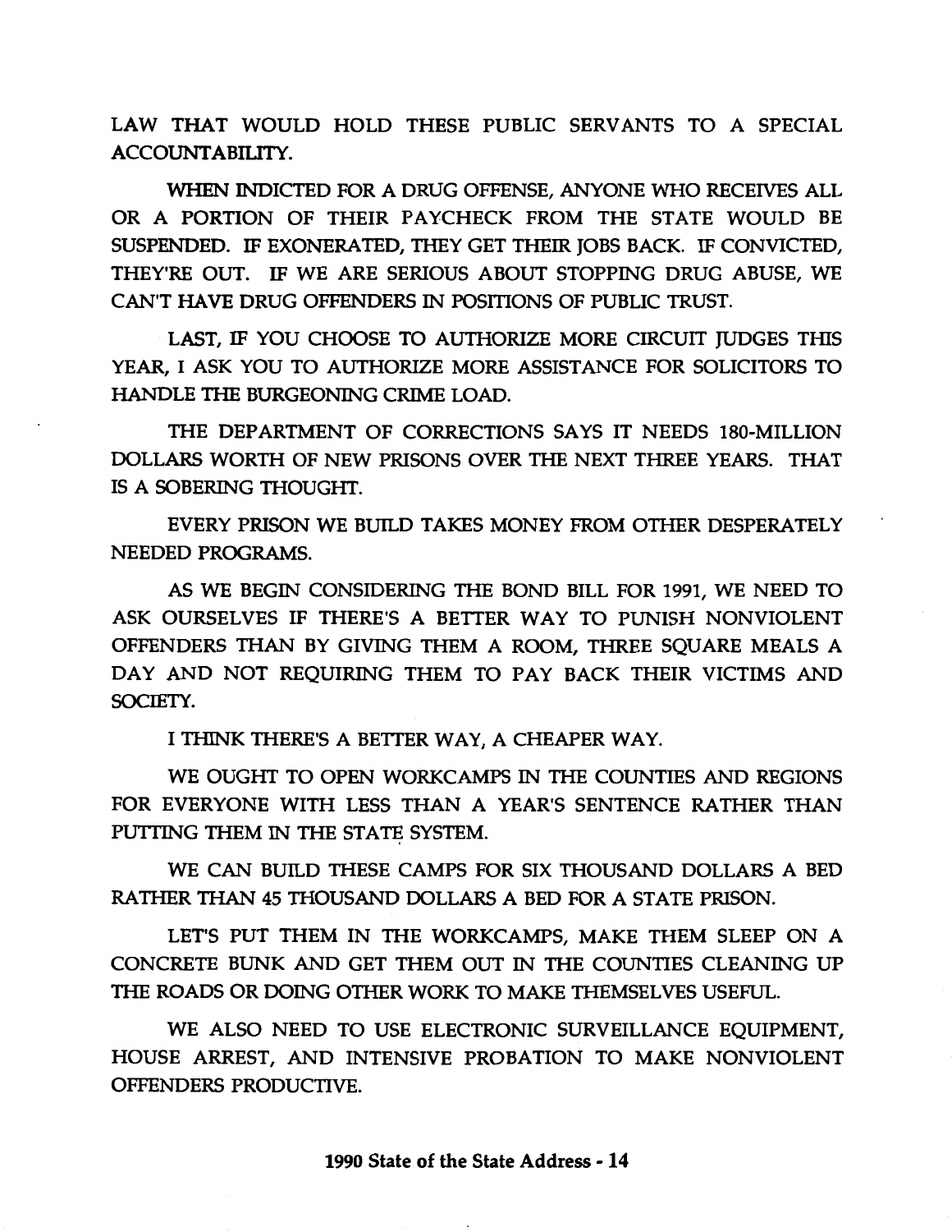LAW THAT WOULD HOLD THESE PUBLIC SERVANTS TO A SPECIAL ACCOUNTABILITY.

WHEN INDICTED FOR A DRUG OFFENSE, ANYONE WHO RECEIVES ALL OR A PORTION OF THEIR PAYCHECK FROM THE STATE WOULD BE SUSPENDED. IF EXONERATED, THEY GET THEIR JOBS BACK. IF CONVICTED, THEY'RE OUT. IF WE ARE SERIOUS ABOUT STOPPING DRUG ABUSE, WE CAN'T HAVE DRUG OFFENDERS IN POSITIONS OF PUBLIC TRUST.

LAST, IF YOU CHOOSE TO AUTHORIZE MORE CIRCUIT JUDGES THIS YEAR, I ASK YOU TO AUTHORIZE MORE ASSISTANCE FOR SOLICITORS TO HANDLE THE BURGEONING CRIME LOAD.

THE DEPARTMENT OF CORRECTIONS SAYS IT NEEDS 180-MILLION DOLLARS WORTH OF NEW PRISONS OVER THE NEXT THREE YEARS. THAT IS A SOBERING THOUGHT.

EVERY PRISON WE BUILD TAKES MONEY FROM OTHER DESPERATELY NEEDED PROGRAMS.

AS WE BEGIN CONSIDERING THE BOND BILL FOR 1991, WE NEED TO ASK OURSELVES IF THERE'S A BETTER WAY TO PUNISH NONVIOLENT OFFENDERS THAN BY GIVING THEM A ROOM, THREE SQUARE MEALS A DAY AND NOT REQUIRING THEM TO PAY BACK THEIR VICTIMS AND SOCIETY.

I THINK THERE'S A BETTER WAY, A CHEAPER WAY.

WE OUGHT TO OPEN WORKCAMPS IN THE COUNTIES AND REGIONS FOR EVERYONE WITH LESS THAN A YEAR'S SENTENCE RATHER THAN PUTTING THEM IN THE STATE SYSTEM.

WE CAN BUILD THESE CAMPS FOR SIX THOUSAND DOLLARS A BED RATHER THAN 45 THOUSAND DOLLARS A BED FOR A STATE PRISON.

LET'S PUT THEM IN THE WORKCAMPS, MAKE THEM SLEEP ON A CONCRETE BUNK AND GET THEM OUT IN THE COUNTIES CLEANING UP THE ROADS OR DOING OTHER WORK TO MAKE THEMSELVES USEFUL.

WE ALSO NEED TO USE ELECTRONIC SURVEILLANCE EQUIPMENT, HOUSE ARREST, AND INTENSIVE PROBATION TO MAKE NONVIOLENT OFFENDERS PRODUCTIVE.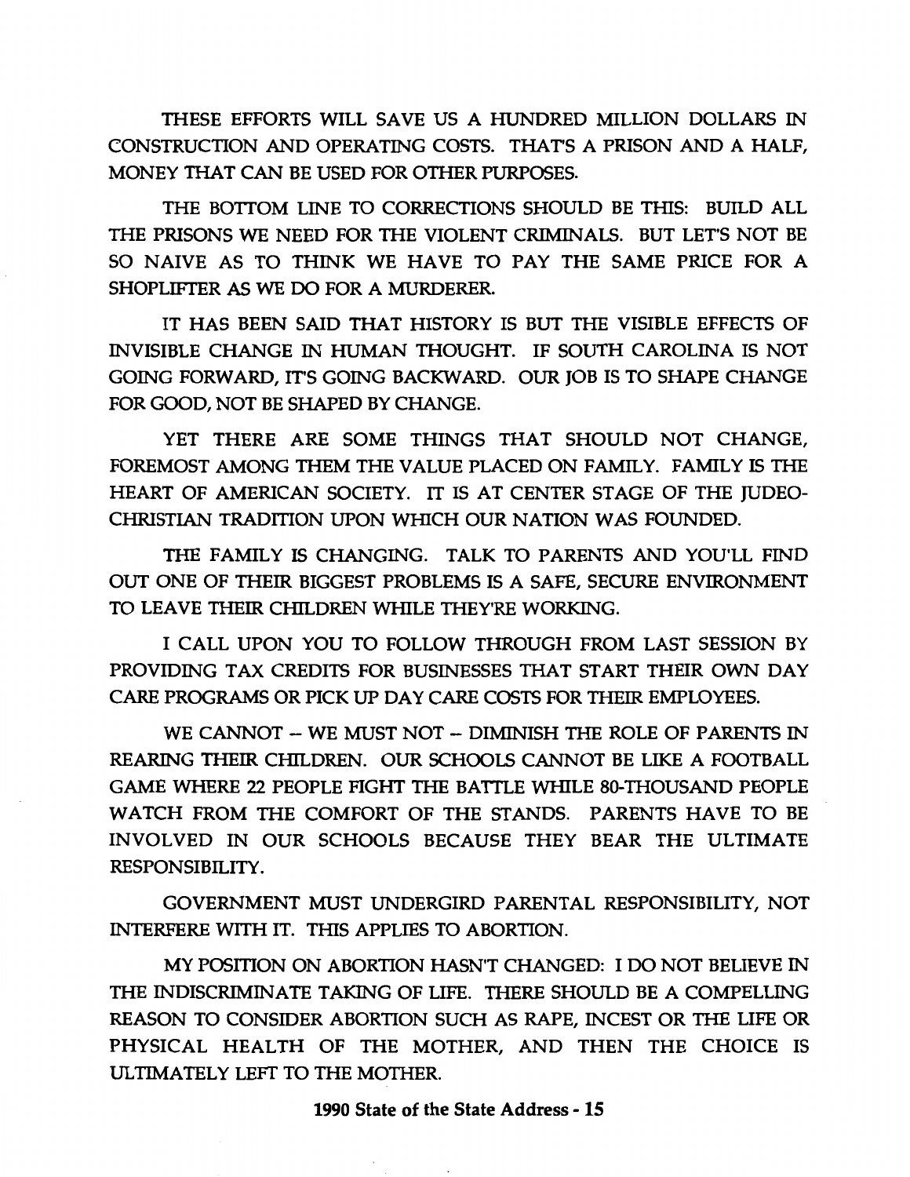THESE EFFORTS WILL SAVE US A HUNDRED MILLION DOLLARS IN CONSTRUCTION AND OPERATING COSTS. THAT'S A PRISON AND A HALF, MONEY THAT CAN BE USED FOR OTHER PURPOSES.

THE BOTTOM LINE TO CORRECTIONS SHOULD BE THIS: BUILD ALL THE PRISONS WE NEED FOR THE VIOLENT CRIMINALS. BUT LET'S NOT BE SO NAIVE AS TO THINK WE HAVE TO PAY THE SAME PRICE FOR A SHOPLIFTER AS WE DO FOR A MURDERER.

IT HAS BEEN SAID THAT HISTORY IS BUT THE VISIBLE EFFECTS OF INVISIBLE CHANGE IN HUMAN THOUGHT. IF SOUTH CAROLINA IS NOT GOING FORWARD, IT'S GOING BACKWARD. OUR JOB IS TO SHAPE CHANGE FOR GOOD, NOT BE SHAPED BY CHANGE.

YET THERE ARE SOME THINGS THAT SHOULD NOT CHANGE, FOREMOST AMONG THEM THE VALUE PLACED ON FAMILY. FAMILY IS THE HEART OF AMERICAN SOCIETY. IT IS AT CENTER STAGE OF THE JUDEO-CHRISTIAN TRADITION UPON WHICH OUR NATION WAS FOUNDED.

THE FAMILY IS CHANGING. TALK TO PARENTS AND YOU'LL FIND OUT ONE OF THEIR BIGGEST PROBLEMS IS A SAFE, SECURE ENVIRONMENT TO LEAVE THEIR CHILDREN WHILE THEY'RE WORKING.

I CALL UPON YOU TO FOLLOW THROUGH FROM LAST SESSION BY PROVIDING TAX CREDITS FOR BUSINESSES THAT START THEIR OWN DAY CARE PROGRAMS OR PICK UP DAY CARE COSTS FOR THEIR EMPLOYEES.

WE CANNOT -- WE MUST NOT -- DIMINISH THE ROLE OF PARENTS IN REARING THEIR CHILDREN. OUR SCHOOLS CANNOT BE LIKE A FOOTBALL GAME WHERE 22 PEOPLE FIGHT THE BATTLE WHILE 80-THOUSAND PEOPLE WATCH FROM THE COMFORT OF THE STANDS. PARENTS HAVE TO BE INVOLVED IN OUR SCHOOLS BECAUSE THEY BEAR THE ULTIMATE RESPONSIBILITY.

GOVERNMENT MUST UNDERGIRD PARENTAL RESPONSIBILITY, NOT INTERFERE WITH IT. THIS APPLIES TO ABORTION.

MY POSITION ON ABORTION HASN'T CHANGED: I DO NOT BELIEVE IN THE INDISCRIMINATE TAKING OF LIFE. THERE SHOULD BE A COMPELLING REASON TO CONSIDER ABORTION SUCH AS RAPE, INCEST OR THE LIFE OR PHYSICAL HEALTH OF THE MOTHER, AND THEN THE CHOICE IS ULTIMATELY LEFT TO THE MOTHER.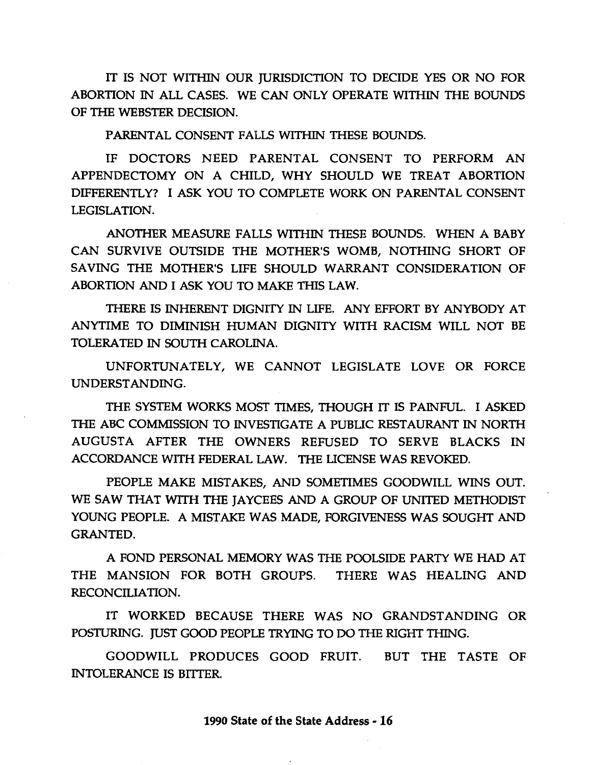IT IS NOT WITHIN OUR JURISDICTION TO DECIDE YES OR NO FOR ABORTION IN ALL CASES. WE CAN ONLY OPERATE WITHIN THE BOUNDS OF THE WEBSTER DECISION.

PARENTAL CONSENT FALLS WITHIN THESE BOUNDS.

IF DOCTORS NEED PARENTAL CONSENT TO PERFORM AN APPENDECTOMY ON A CHILD, WHY SHOULD WE TREAT ABORTION DIFFERENTLY? I ASK YOU TO COMPLETE WORK ON PARENTAL CONSENT LEGISLATION.

ANOTHER MEASURE FALLS WITHIN THESE BOUNDS. WHEN A BABY CAN SURVIVE OUTSIDE THE MOTHER'S WOMB, NOTHING SHORT OF SAVING THE MOTHER'S LIFE SHOULD WARRANT CONSIDERATION OF ABORTION AND I ASK YOU TO MAKE THIS LAW.

THERE IS INHERENT DIGNITY IN LIFE. ANY EFFORT BY ANYBODY AT ANYTIME TO DIMINISH HUMAN DIGNITY WITH RACISM WILL NOT BE TOLERATED IN SOUTH CAROLINA.

UNFORTUNATELY, WE CANNOT LEGISLATE LOVE OR FORCE UNDERSTANDING.

THE SYSTEM WORKS MOST TIMES, THOUGH IT IS PAINFUL. I ASKED THE ABC COMMISSION TO INVESTIGATE A PUBLIC RESTAURANT IN NORTH AUGUSTA AFTER THE OWNERS REFUSED TO SERVE BLACKS IN ACCORDANCE WITH FEDERAL LAW. THE LICENSE WAS REVOKED.

PEOPLE MAKE MISTAKES, AND SOMETIMES GOODWILL WINS OUT. WE SAW THAT WITH THE JAYCEES AND A GROUP OF UNITED METHODIST YOUNG PEOPLE. A MISTAKE WAS MADE, FORGIVENESS WAS SOUGHT AND GRANTED.

A FOND PERSONAL MEMORY WAS THE POOLSIDE PARTY WE HAD AT THE MANSION FOR BOTH GROUPS. THERE WAS HEALING AND RECONCILIATION.

IT WORKED BECAUSE THERE WAS NO GRANDSTANDING OR POSTURING. JUST GOOD PEOPLE TRYING TO DO THE RIGHT THING.

GOODWILL PRODUCES GOOD FRUIT. BUT THE TASTE OF INTOLERANCE IS BITTER.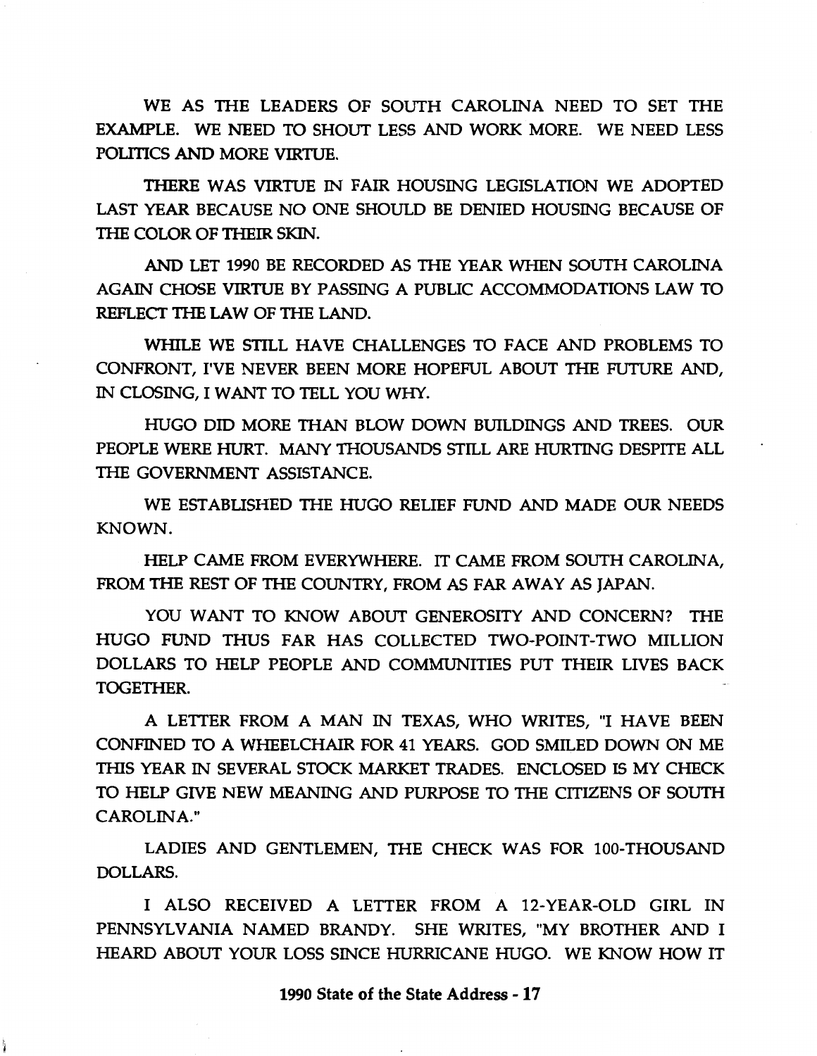WE AS THE LEADERS OF SOUTH CAROLINA NEED TO SET THE EXAMPLE. WE NEED TO SHOUT LESS AND WORK MORE. WE NEED LESS POLITICS AND MORE VIRTUE.

THERE WAS VIRTUE IN FAIR HOUSING LEGISLATION WE ADOPTED LAST YEAR BECAUSE NO ONE SHOULD BE DENIED HOUSING BECAUSE OF THE COLOR OF THEIR SKIN.

AND LET 1990 BE RECORDED AS THE YEAR WHEN SOUTH CAROLINA AGAIN CHOSE VIRTUE BY PASSING A PUBLIC ACCOMMODATIONS LAW TO REFLECT THE LAW OF THE LAND.

WHILE WE STILL HAVE CHALLENGES TO FACE AND PROBLEMS TO CONFRONT, I'VE NEVER BEEN MORE HOPEFUL ABOUT THE FUTURE AND, IN CLOSING, I WANT TO TELL YOU WHY.

HUGO DID MORE THAN BLOW DOWN BUILDINGS AND TREES. OUR PEOPLE WERE HURT. MANY THOUSANDS STILL ARE HURTING DESPITE ALL THE GOVERNMENT ASSISTANCE.

WE ESTABLISHED THE HUGO RELIEF FUND AND MADE OUR NEEDS KNOWN.

HELP CAME FROM EVERYWHERE. IT CAME FROM SOUTH CAROLINA, FROM THE REST OF THE COUNTRY, FROM AS FAR AWAY AS JAPAN.

YOU WANT TO KNOW ABOUT GENEROSITY AND CONCERN? THE HUGO FUND THUS FAR HAS COLLECTED TWO-POINT-TWO MILLION DOLLARS TO HELP PEOPLE AND COMMUNITIES PUT THEIR LIVES BACK TOGETHER.

A LETTER FROM A MAN IN TEXAS, WHO WRITES, "I HAVE BEEN CONFINED TO A WHEELCHAIR FOR 41 YEARS. GOD SMILED DOWN ON ME THIS YEAR IN SEVERAL STOCK MARKET TRADES. ENCLOSED IS MY CHECK TO HELP GIVE NEW MEANING AND PURPOSE TO THE CITIZENS OF SOUTH CAROLINA."

LADIES AND GENTLEMEN, THE CHECK WAS FOR 100-THOUSAND DOLLARS.

I ALSO RECEIVED A LETTER FROM A 12-YEAR-OLD GIRL IN PENNSYLVANIA NAMED BRANDY. SHE WRITES, "MY BROTHER AND I HEARD ABOUT YOUR LOSS SINCE HURRICANE HUGO. WE KNOW HOW IT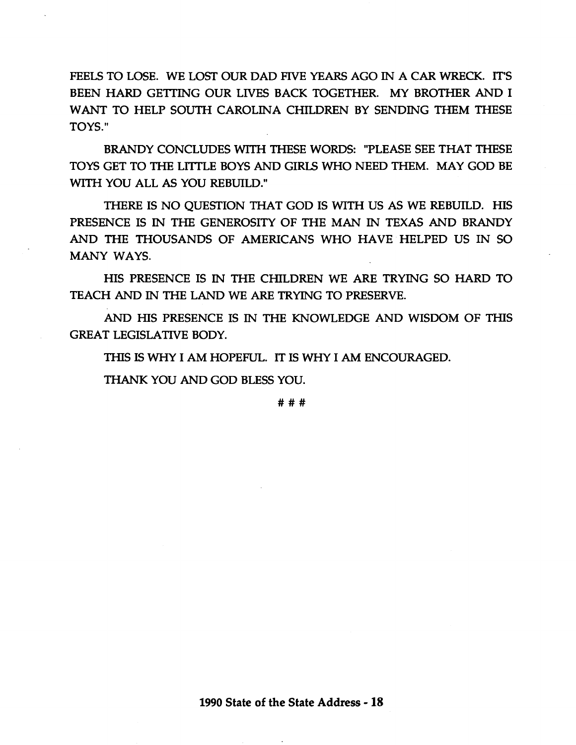FEELS TO LOSE. WE LOST OUR DAD FIVE YEARS AGO IN A CAR WRECK. IT'S BEEN HARD GETTING OUR LIVES BACK TOGETHER. MY BROTHER AND I WANT TO HELP SOUTH CAROLINA CHILDREN BY SENDING THEM THESE TOYS."

BRANDY CONCLUDES WITH THESE WORDS: "PLEASE SEE THAT THESE TOYS GET TO THE LITTLE BOYS AND GIRLS WHO NEED THEM. MAY GOD BE WITH YOU ALL AS YOU REBUILD."

THERE IS NO QUESTION THAT GOD IS WITH US AS WE REBUILD. HIS PRESENCE IS IN THE GENEROSITY OF THE MAN IN TEXAS AND BRANDY AND THE THOUSANDS OF AMERICANS WHO HAVE HELPED US IN SO MANY WAYS.

HIS PRESENCE IS IN THE CHILDREN WE ARE TRYING SO HARD TO TEACH AND IN THE LAND WE ARE TRYING TO PRESERVE.

AND HIS PRESENCE IS IN THE KNOWLEDGE AND WISDOM OF THIS GREAT LEGISLATIVE BODY.

THIS IS WHY I AM HOPEFUL. IT IS WHY I AM ENCOURAGED.

THANK YOU AND GOD BLESS YOU.

# # #